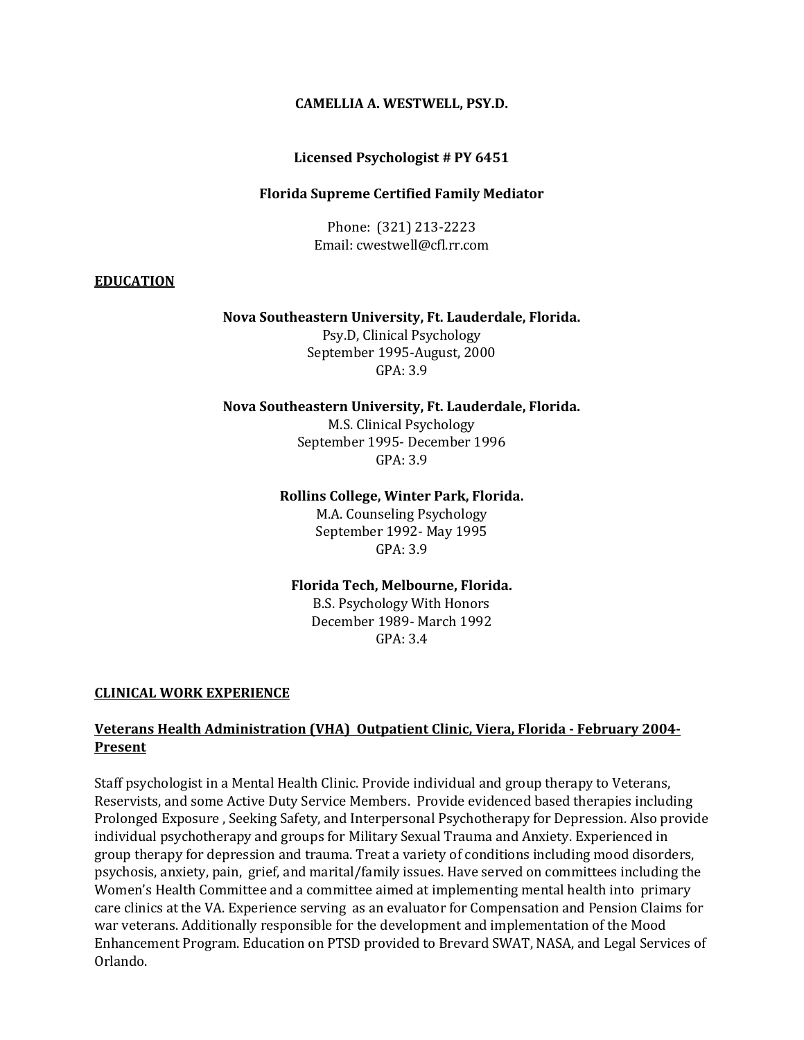**CAMELLIA A. WESTWELL, PSY.D.**

**Licensed Psychologist # PY 6451**

**Florida Supreme Certified Family Mediator**

Phone: (321) 213-2223
Email: cwestwell@cfl.rr.com

## EDUCATION

**Nova Southeastern University, Ft. Lauderdale, Florida.**
Psy.D, Clinical Psychology
September 1995-August, 2000
GPA: 3.9

**Nova Southeastern University, Ft. Lauderdale, Florida.**
M.S. Clinical Psychology
September 1995- December 1996
GPA: 3.9

**Rollins College, Winter Park, Florida.**
M.A. Counseling Psychology
September 1992- May 1995
GPA: 3.9

**Florida Tech, Melbourne, Florida.**
B.S. Psychology With Honors
December 1989- March 1992
GPA: 3.4

## CLINICAL WORK EXPERIENCE

### Veterans Health Administration (VHA) Outpatient Clinic, Viera, Florida - February 2004-Present

Staff psychologist in a Mental Health Clinic. Provide individual and group therapy to Veterans, Reservists, and some Active Duty Service Members. Provide evidenced based therapies including Prolonged Exposure , Seeking Safety, and Interpersonal Psychotherapy for Depression. Also provide individual psychotherapy and groups for Military Sexual Trauma and Anxiety. Experienced in group therapy for depression and trauma. Treat a variety of conditions including mood disorders, psychosis, anxiety, pain, grief, and marital/family issues. Have served on committees including the Women's Health Committee and a committee aimed at implementing mental health into primary care clinics at the VA. Experience serving as an evaluator for Compensation and Pension Claims for war veterans. Additionally responsible for the development and implementation of the Mood Enhancement Program. Education on PTSD provided to Brevard SWAT, NASA, and Legal Services of Orlando.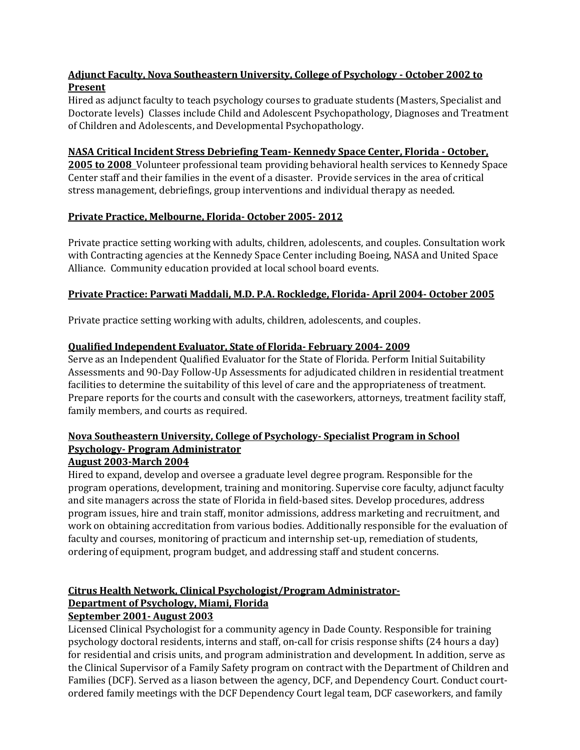**Adjunct Faculty, Nova Southeastern University, College of Psychology - October 2002 to Present**

Hired as adjunct faculty to teach psychology courses to graduate students (Masters, Specialist and Doctorate levels) Classes include Child and Adolescent Psychopathology, Diagnoses and Treatment of Children and Adolescents, and Developmental Psychopathology.

**NASA Critical Incident Stress Debriefing Team- Kennedy Space Center, Florida - October, 2005 to 2008** Volunteer professional team providing behavioral health services to Kennedy Space Center staff and their families in the event of a disaster. Provide services in the area of critical stress management, debriefings, group interventions and individual therapy as needed.

**Private Practice, Melbourne, Florida- October 2005- 2012**

Private practice setting working with adults, children, adolescents, and couples. Consultation work with Contracting agencies at the Kennedy Space Center including Boeing, NASA and United Space Alliance. Community education provided at local school board events.

**Private Practice: Parwati Maddali, M.D. P.A. Rockledge, Florida- April 2004- October 2005**

Private practice setting working with adults, children, adolescents, and couples.

**Qualified Independent Evaluator, State of Florida- February 2004- 2009**

Serve as an Independent Qualified Evaluator for the State of Florida. Perform Initial Suitability Assessments and 90-Day Follow-Up Assessments for adjudicated children in residential treatment facilities to determine the suitability of this level of care and the appropriateness of treatment. Prepare reports for the courts and consult with the caseworkers, attorneys, treatment facility staff, family members, and courts as required.

**Nova Southeastern University, College of Psychology- Specialist Program in School Psychology- Program Administrator**
**August 2003-March 2004**

Hired to expand, develop and oversee a graduate level degree program. Responsible for the program operations, development, training and monitoring. Supervise core faculty, adjunct faculty and site managers across the state of Florida in field-based sites. Develop procedures, address program issues, hire and train staff, monitor admissions, address marketing and recruitment, and work on obtaining accreditation from various bodies. Additionally responsible for the evaluation of faculty and courses, monitoring of practicum and internship set-up, remediation of students, ordering of equipment, program budget, and addressing staff and student concerns.

**Citrus Health Network, Clinical Psychologist/Program Administrator- Department of Psychology, Miami, Florida**
**September 2001- August 2003**

Licensed Clinical Psychologist for a community agency in Dade County. Responsible for training psychology doctoral residents, interns and staff, on-call for crisis response shifts (24 hours a day) for residential and crisis units, and program administration and development. In addition, serve as the Clinical Supervisor of a Family Safety program on contract with the Department of Children and Families (DCF). Served as a liason between the agency, DCF, and Dependency Court. Conduct court-ordered family meetings with the DCF Dependency Court legal team, DCF caseworkers, and family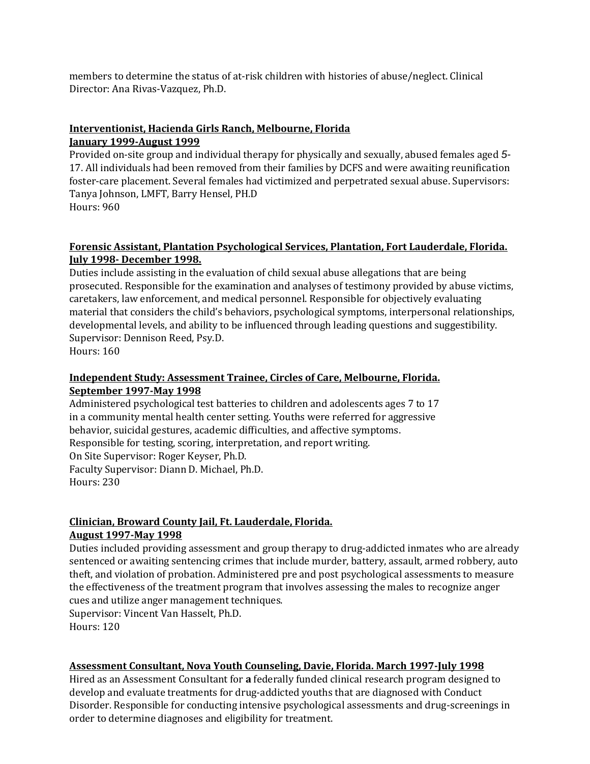members to determine the status of at-risk children with histories of abuse/neglect. Clinical Director: Ana Rivas-Vazquez, Ph.D.

**<u>Interventionist, Hacienda Girls Ranch, Melbourne, Florida</u>**
**<u>January 1999-August 1999</u>**

Provided on-site group and individual therapy for physically and sexually, abused females aged 5-17. All individuals had been removed from their families by DCFS and were awaiting reunification foster-care placement. Several females had victimized and perpetrated sexual abuse. Supervisors: Tanya Johnson, LMFT, Barry Hensel, PH.D
Hours: 960

**<u>Forensic Assistant, Plantation Psychological Services, Plantation, Fort Lauderdale, Florida. July 1998- December 1998.</u>**

Duties include assisting in the evaluation of child sexual abuse allegations that are being prosecuted. Responsible for the examination and analyses of testimony provided by abuse victims, caretakers, law enforcement, and medical personnel. Responsible for objectively evaluating material that considers the child's behaviors, psychological symptoms, interpersonal relationships, developmental levels, and ability to be influenced through leading questions and suggestibility.
Supervisor: Dennison Reed, Psy.D.
Hours: 160

**<u>Independent Study: Assessment Trainee, Circles of Care, Melbourne, Florida.</u>**
**<u>September 1997-May 1998</u>**

Administered psychological test batteries to children and adolescents ages 7 to 17 in a community mental health center setting. Youths were referred for aggressive behavior, suicidal gestures, academic difficulties, and affective symptoms.
Responsible for testing, scoring, interpretation, and report writing.
On Site Supervisor: Roger Keyser, Ph.D.
Faculty Supervisor: Diann D. Michael, Ph.D.
Hours: 230

**<u>Clinician, Broward County Jail, Ft. Lauderdale, Florida.</u>**
**<u>August 1997-May 1998</u>**

Duties included providing assessment and group therapy to drug-addicted inmates who are already sentenced or awaiting sentencing crimes that include murder, battery, assault, armed robbery, auto theft, and violation of probation. Administered pre and post psychological assessments to measure the effectiveness of the treatment program that involves assessing the males to recognize anger cues and utilize anger management techniques.
Supervisor: Vincent Van Hasselt, Ph.D.
Hours: 120

**<u>Assessment Consultant, Nova Youth Counseling, Davie, Florida. March 1997-July 1998</u>**

Hired as an Assessment Consultant for **a** federally funded clinical research program designed to develop and evaluate treatments for drug-addicted youths that are diagnosed with Conduct Disorder. Responsible for conducting intensive psychological assessments and drug-screenings in order to determine diagnoses and eligibility for treatment.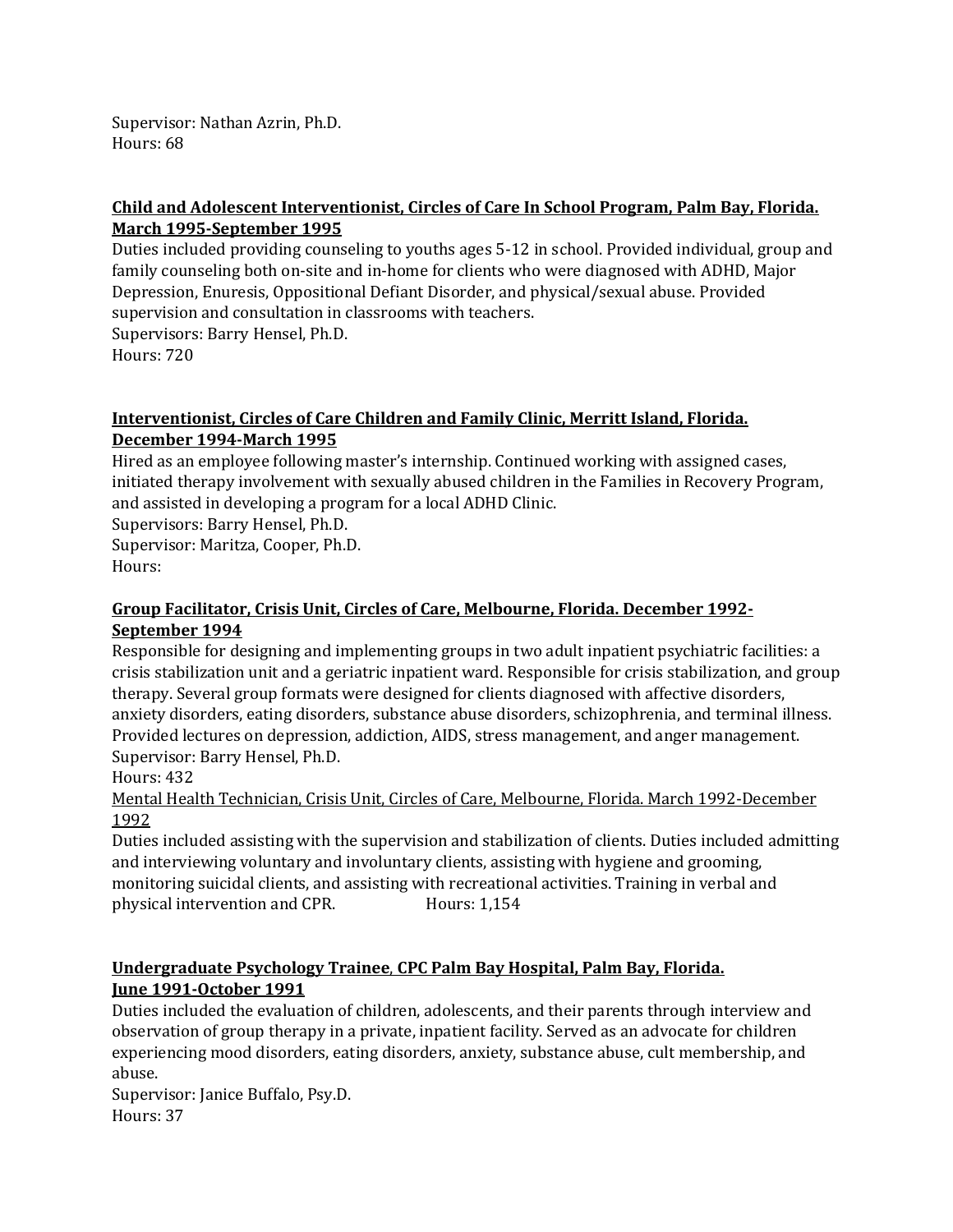Supervisor: Nathan Azrin, Ph.D.
Hours: 68

**<u>Child and Adolescent Interventionist, Circles of Care In School Program, Palm Bay, Florida. March 1995-September 1995</u>**

Duties included providing counseling to youths ages 5-12 in school. Provided individual, group and family counseling both on-site and in-home for clients who were diagnosed with ADHD, Major Depression, Enuresis, Oppositional Defiant Disorder, and physical/sexual abuse. Provided supervision and consultation in classrooms with teachers.
Supervisors: Barry Hensel, Ph.D.
Hours: 720

**<u>Interventionist, Circles of Care Children and Family Clinic, Merritt Island, Florida. December 1994-March 1995</u>**

Hired as an employee following master's internship. Continued working with assigned cases, initiated therapy involvement with sexually abused children in the Families in Recovery Program, and assisted in developing a program for a local ADHD Clinic.
Supervisors: Barry Hensel, Ph.D.
Supervisor: Maritza, Cooper, Ph.D.
Hours:

**<u>Group Facilitator, Crisis Unit, Circles of Care, Melbourne, Florida. December 1992-September 1994</u>**

Responsible for designing and implementing groups in two adult inpatient psychiatric facilities: a crisis stabilization unit and a geriatric inpatient ward. Responsible for crisis stabilization, and group therapy. Several group formats were designed for clients diagnosed with affective disorders, anxiety disorders, eating disorders, substance abuse disorders, schizophrenia, and terminal illness. Provided lectures on depression, addiction, AIDS, stress management, and anger management.
Supervisor: Barry Hensel, Ph.D.
Hours: 432

<u>Mental Health Technician, Crisis Unit, Circles of Care, Melbourne, Florida. March 1992-December 1992</u>

Duties included assisting with the supervision and stabilization of clients. Duties included admitting and interviewing voluntary and involuntary clients, assisting with hygiene and grooming, monitoring suicidal clients, and assisting with recreational activities. Training in verbal and physical intervention and CPR. Hours: 1,154

**<u>Undergraduate Psychology Trainee, CPC Palm Bay Hospital, Palm Bay, Florida. June 1991-October 1991</u>**

Duties included the evaluation of children, adolescents, and their parents through interview and observation of group therapy in a private, inpatient facility. Served as an advocate for children experiencing mood disorders, eating disorders, anxiety, substance abuse, cult membership, and abuse.
Supervisor: Janice Buffalo, Psy.D.
Hours: 37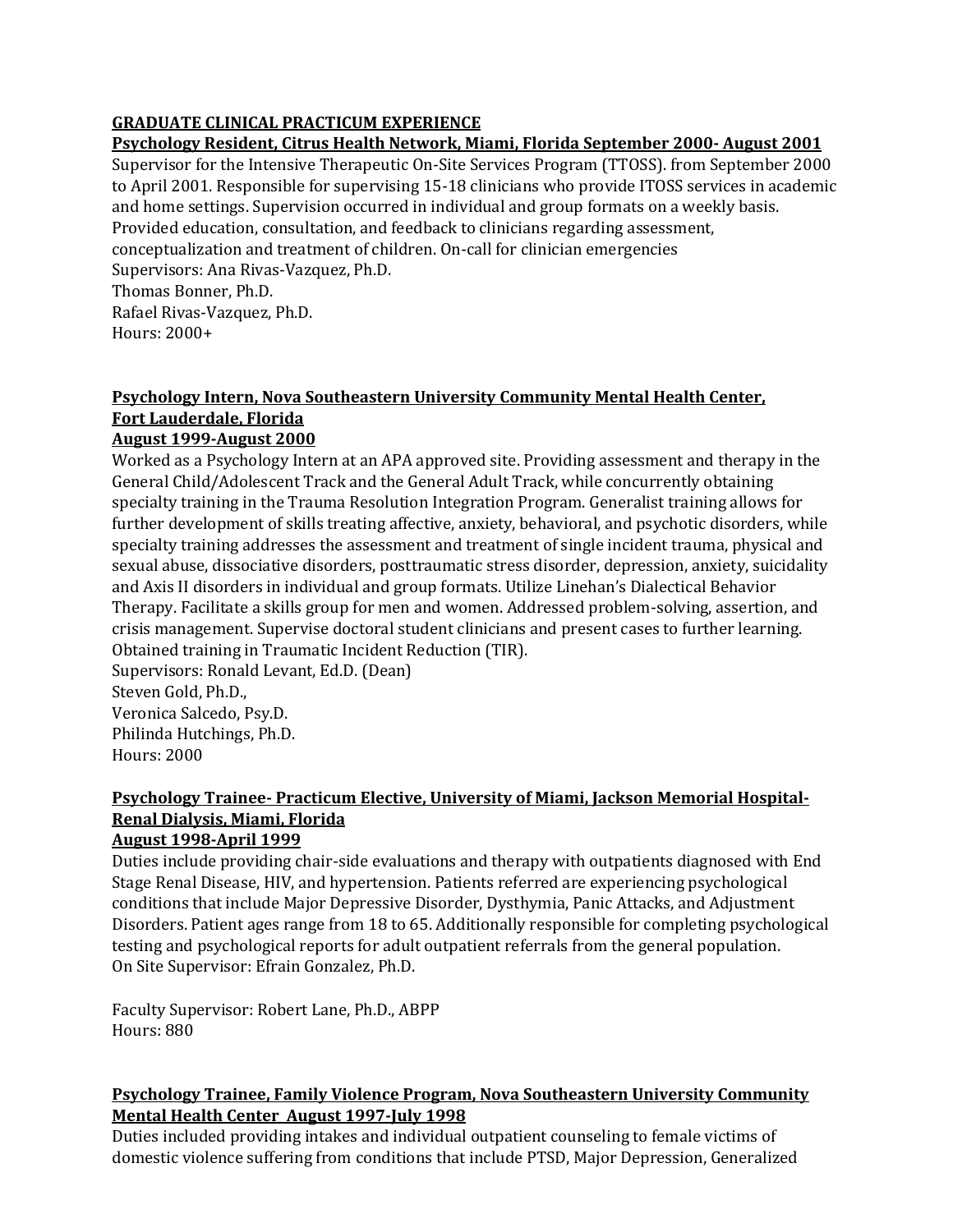**GRADUATE CLINICAL PRACTICUM EXPERIENCE**

**Psychology Resident, Citrus Health Network, Miami, Florida September 2000- August 2001**

Supervisor for the Intensive Therapeutic On-Site Services Program (TTOSS). from September 2000 to April 2001. Responsible for supervising 15-18 clinicians who provide ITOSS services in academic and home settings. Supervision occurred in individual and group formats on a weekly basis. Provided education, consultation, and feedback to clinicians regarding assessment, conceptualization and treatment of children. On-call for clinician emergencies

Supervisors: Ana Rivas-Vazquez, Ph.D.

Thomas Bonner, Ph.D.

Rafael Rivas-Vazquez, Ph.D.

Hours: 2000+

**Psychology Intern, Nova Southeastern University Community Mental Health Center, Fort Lauderdale, Florida**

**August 1999-August 2000**

Worked as a Psychology Intern at an APA approved site. Providing assessment and therapy in the General Child/Adolescent Track and the General Adult Track, while concurrently obtaining specialty training in the Trauma Resolution Integration Program. Generalist training allows for further development of skills treating affective, anxiety, behavioral, and psychotic disorders, while specialty training addresses the assessment and treatment of single incident trauma, physical and sexual abuse, dissociative disorders, posttraumatic stress disorder, depression, anxiety, suicidality and Axis II disorders in individual and group formats. Utilize Linehan's Dialectical Behavior Therapy. Facilitate a skills group for men and women. Addressed problem-solving, assertion, and crisis management. Supervise doctoral student clinicians and present cases to further learning. Obtained training in Traumatic Incident Reduction (TIR).

Supervisors: Ronald Levant, Ed.D. (Dean)

Steven Gold, Ph.D.,

Veronica Salcedo, Psy.D.

Philinda Hutchings, Ph.D.

Hours: 2000

**Psychology Trainee- Practicum Elective, University of Miami, Jackson Memorial Hospital-Renal Dialysis, Miami, Florida**

**August 1998-April 1999**

Duties include providing chair-side evaluations and therapy with outpatients diagnosed with End Stage Renal Disease, HIV, and hypertension. Patients referred are experiencing psychological conditions that include Major Depressive Disorder, Dysthymia, Panic Attacks, and Adjustment Disorders. Patient ages range from 18 to 65. Additionally responsible for completing psychological testing and psychological reports for adult outpatient referrals from the general population.

On Site Supervisor: Efrain Gonzalez, Ph.D.

Faculty Supervisor: Robert Lane, Ph.D., ABPP

Hours: 880

**Psychology Trainee, Family Violence Program, Nova Southeastern University Community Mental Health Center August 1997-July 1998**

Duties included providing intakes and individual outpatient counseling to female victims of domestic violence suffering from conditions that include PTSD, Major Depression, Generalized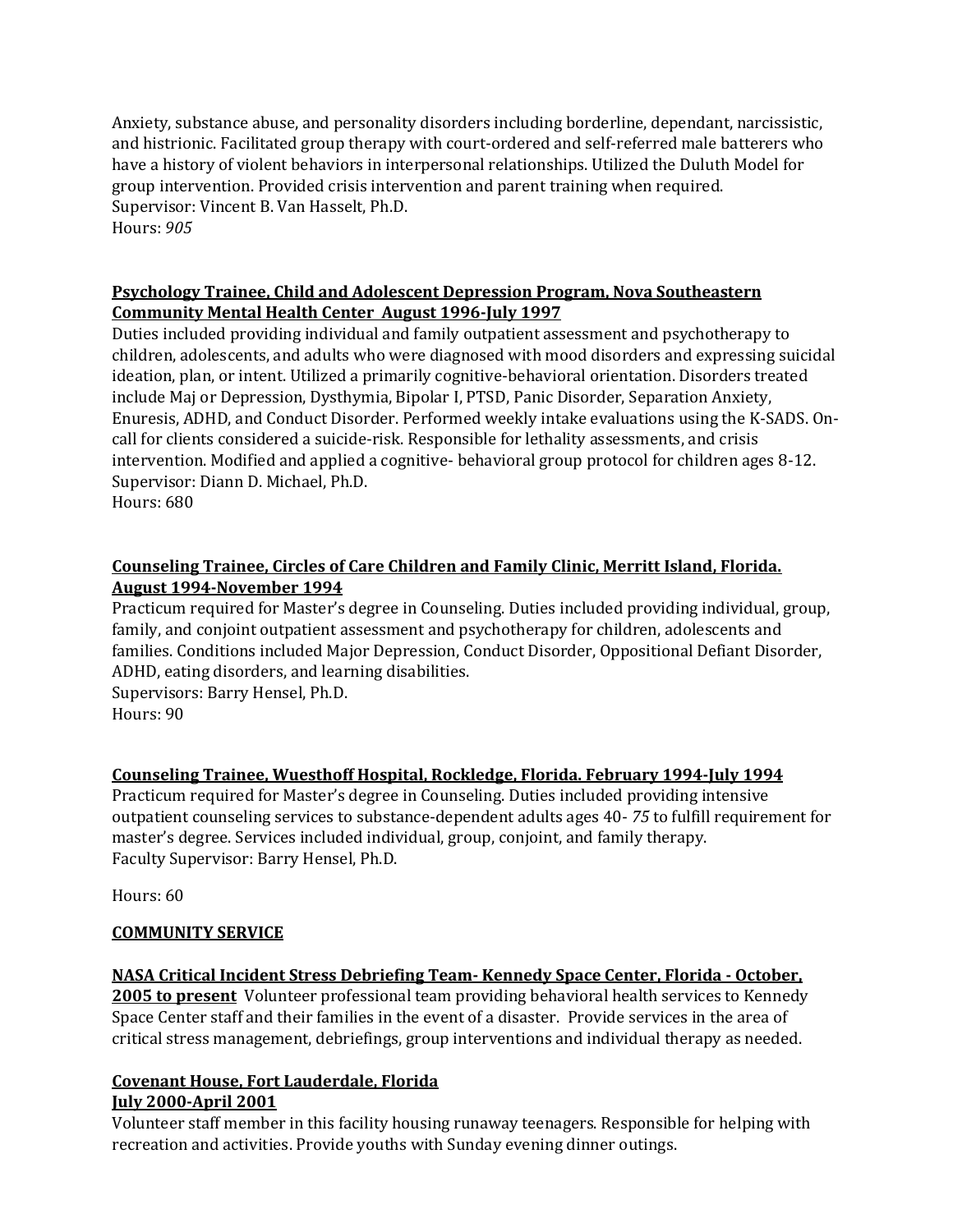Anxiety, substance abuse, and personality disorders including borderline, dependant, narcissistic, and histrionic. Facilitated group therapy with court-ordered and self-referred male batterers who have a history of violent behaviors in interpersonal relationships. Utilized the Duluth Model for group intervention. Provided crisis intervention and parent training when required.
Supervisor: Vincent B. Van Hasselt, Ph.D.
Hours: *905*

**Psychology Trainee, Child and Adolescent Depression Program, Nova Southeastern Community Mental Health Center August 1996-July 1997**
Duties included providing individual and family outpatient assessment and psychotherapy to children, adolescents, and adults who were diagnosed with mood disorders and expressing suicidal ideation, plan, or intent. Utilized a primarily cognitive-behavioral orientation. Disorders treated include Maj or Depression, Dysthymia, Bipolar I, PTSD, Panic Disorder, Separation Anxiety, Enuresis, ADHD, and Conduct Disorder. Performed weekly intake evaluations using the K-SADS. On-call for clients considered a suicide-risk. Responsible for lethality assessments, and crisis intervention. Modified and applied a cognitive- behavioral group protocol for children ages 8-12.
Supervisor: Diann D. Michael, Ph.D.
Hours: 680

**Counseling Trainee, Circles of Care Children and Family Clinic, Merritt Island, Florida. August 1994-November 1994**
Practicum required for Master's degree in Counseling. Duties included providing individual, group, family, and conjoint outpatient assessment and psychotherapy for children, adolescents and families. Conditions included Major Depression, Conduct Disorder, Oppositional Defiant Disorder, ADHD, eating disorders, and learning disabilities.
Supervisors: Barry Hensel, Ph.D.
Hours: 90

**Counseling Trainee, Wuesthoff Hospital, Rockledge, Florida. February 1994-July 1994**
Practicum required for Master's degree in Counseling. Duties included providing intensive outpatient counseling services to substance-dependent adults ages 40- *75* to fulfill requirement for master's degree. Services included individual, group, conjoint, and family therapy.
Faculty Supervisor: Barry Hensel, Ph.D.

Hours: 60

## COMMUNITY SERVICE

**NASA Critical Incident Stress Debriefing Team- Kennedy Space Center, Florida - October, 2005 to present** Volunteer professional team providing behavioral health services to Kennedy Space Center staff and their families in the event of a disaster. Provide services in the area of critical stress management, debriefings, group interventions and individual therapy as needed.

**Covenant House, Fort Lauderdale, Florida**
**July 2000-April 2001**
Volunteer staff member in this facility housing runaway teenagers. Responsible for helping with recreation and activities. Provide youths with Sunday evening dinner outings.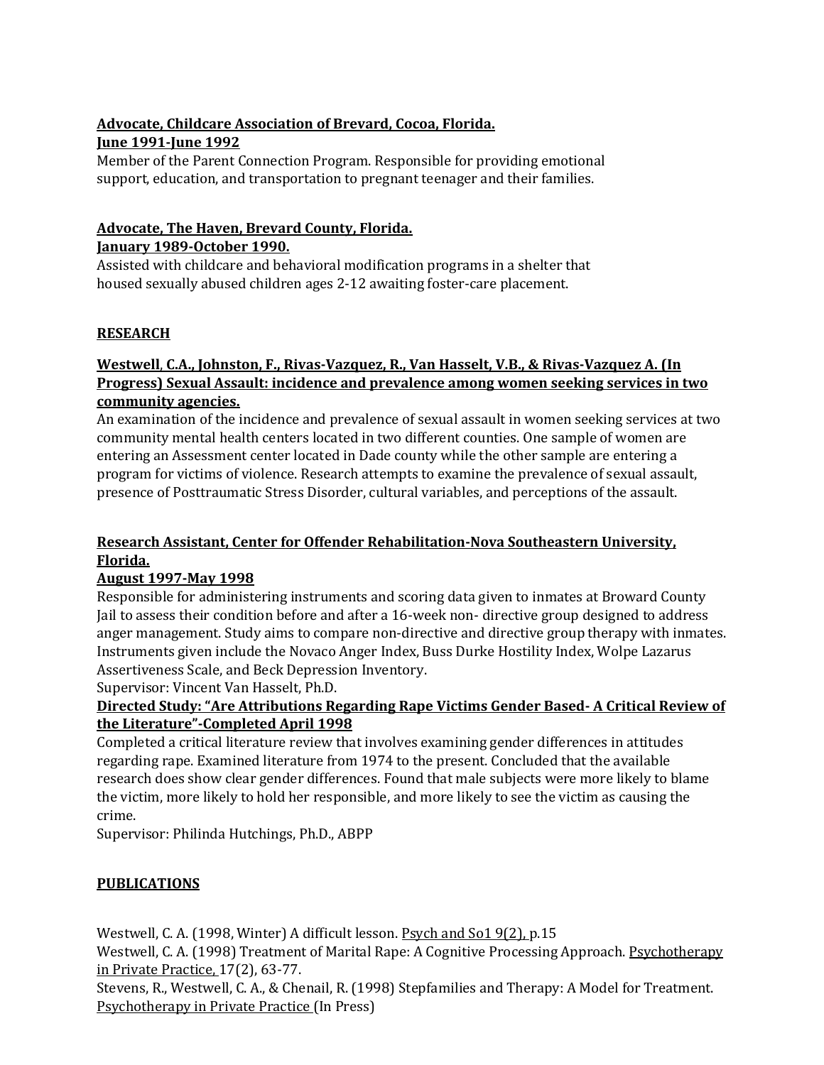**Advocate, Childcare Association of Brevard, Cocoa, Florida.**
**June 1991-June 1992**
Member of the Parent Connection Program. Responsible for providing emotional support, education, and transportation to pregnant teenager and their families.

**Advocate, The Haven, Brevard County, Florida.**
**January 1989-October 1990.**
Assisted with childcare and behavioral modification programs in a shelter that housed sexually abused children ages 2-12 awaiting foster-care placement.

## RESEARCH

**Westwell, C.A., Johnston, F., Rivas-Vazquez, R., Van Hasselt, V.B., & Rivas-Vazquez A. (In Progress) Sexual Assault: incidence and prevalence among women seeking services in two community agencies.**
An examination of the incidence and prevalence of sexual assault in women seeking services at two community mental health centers located in two different counties. One sample of women are entering an Assessment center located in Dade county while the other sample are entering a program for victims of violence. Research attempts to examine the prevalence of sexual assault, presence of Posttraumatic Stress Disorder, cultural variables, and perceptions of the assault.

**Research Assistant, Center for Offender Rehabilitation-Nova Southeastern University, Florida.**
**August 1997-May 1998**
Responsible for administering instruments and scoring data given to inmates at Broward County Jail to assess their condition before and after a 16-week non- directive group designed to address anger management. Study aims to compare non-directive and directive group therapy with inmates. Instruments given include the Novaco Anger Index, Buss Durke Hostility Index, Wolpe Lazarus Assertiveness Scale, and Beck Depression Inventory.
Supervisor: Vincent Van Hasselt, Ph.D.

**Directed Study: "Are Attributions Regarding Rape Victims Gender Based- A Critical Review of the Literature"-Completed April 1998**
Completed a critical literature review that involves examining gender differences in attitudes regarding rape. Examined literature from 1974 to the present. Concluded that the available research does show clear gender differences. Found that male subjects were more likely to blame the victim, more likely to hold her responsible, and more likely to see the victim as causing the crime.
Supervisor: Philinda Hutchings, Ph.D., ABPP

## PUBLICATIONS

Westwell, C. A. (1998, Winter) A difficult lesson. Psych and So1 9(2), p.15
Westwell, C. A. (1998) Treatment of Marital Rape: A Cognitive Processing Approach. Psychotherapy in Private Practice, 17(2), 63-77.
Stevens, R., Westwell, C. A., & Chenail, R. (1998) Stepfamilies and Therapy: A Model for Treatment. Psychotherapy in Private Practice (In Press)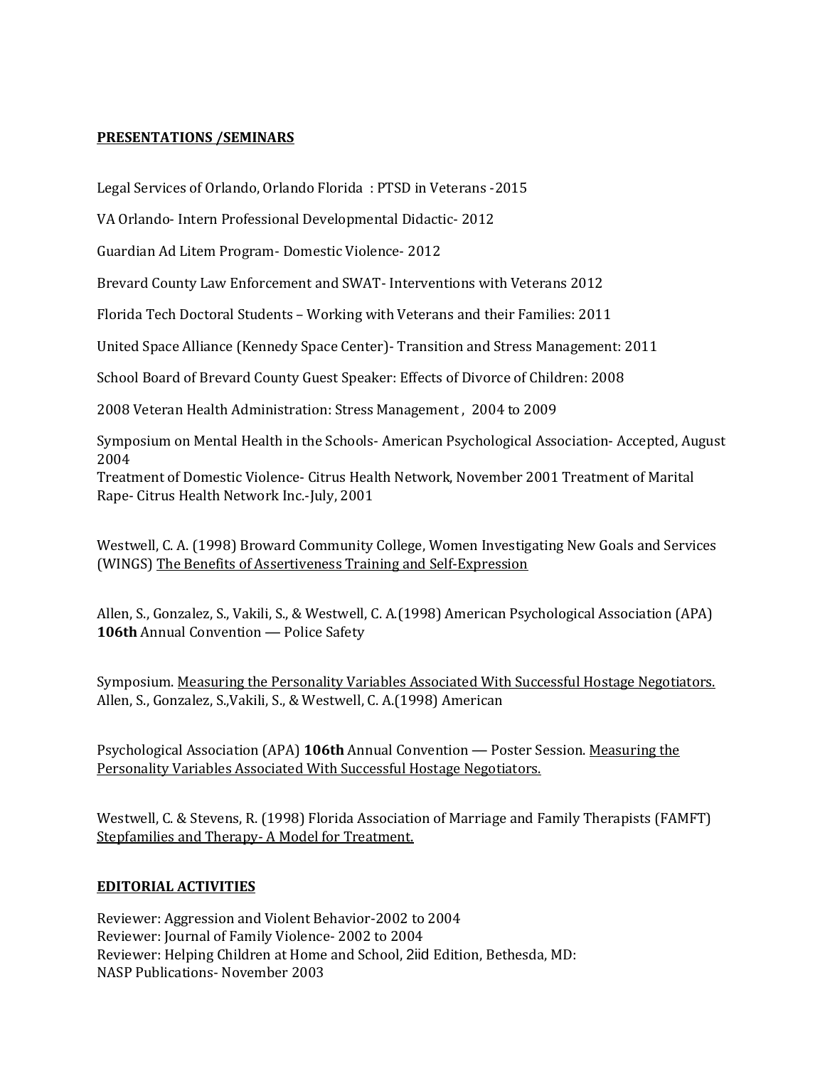**<u>PRESENTATIONS /SEMINARS</u>**

Legal Services of Orlando, Orlando Florida : PTSD in Veterans -2015

VA Orlando- Intern Professional Developmental Didactic- 2012

Guardian Ad Litem Program- Domestic Violence- 2012

Brevard County Law Enforcement and SWAT- Interventions with Veterans 2012

Florida Tech Doctoral Students – Working with Veterans and their Families: 2011

United Space Alliance (Kennedy Space Center)- Transition and Stress Management: 2011

School Board of Brevard County Guest Speaker: Effects of Divorce of Children: 2008

2008 Veteran Health Administration: Stress Management , 2004 to 2009

Symposium on Mental Health in the Schools- American Psychological Association- Accepted, August 2004
Treatment of Domestic Violence- Citrus Health Network, November 2001 Treatment of Marital Rape- Citrus Health Network Inc.-July, 2001

Westwell, C. A. (1998) Broward Community College, Women Investigating New Goals and Services (WINGS) <u>The Benefits of Assertiveness Training and Self-Expression</u>

Allen, S., Gonzalez, S., Vakili, S., & Westwell, C. A.(1998) American Psychological Association (APA) **106th** Annual Convention — Police Safety

Symposium. <u>Measuring the Personality Variables Associated With Successful Hostage Negotiators.</u> Allen, S., Gonzalez, S.,Vakili, S., & Westwell, C. A.(1998) American

Psychological Association (APA) **106th** Annual Convention — Poster Session. <u>Measuring the Personality Variables Associated With Successful Hostage Negotiators.</u>

Westwell, C. & Stevens, R. (1998) Florida Association of Marriage and Family Therapists (FAMFT) <u>Stepfamilies and Therapy- A Model for Treatment.</u>

**<u>EDITORIAL ACTIVITIES</u>**

Reviewer: Aggression and Violent Behavior-2002 to 2004
Reviewer: Journal of Family Violence- 2002 to 2004
Reviewer: Helping Children at Home and School, 2iid Edition, Bethesda, MD:
NASP Publications- November 2003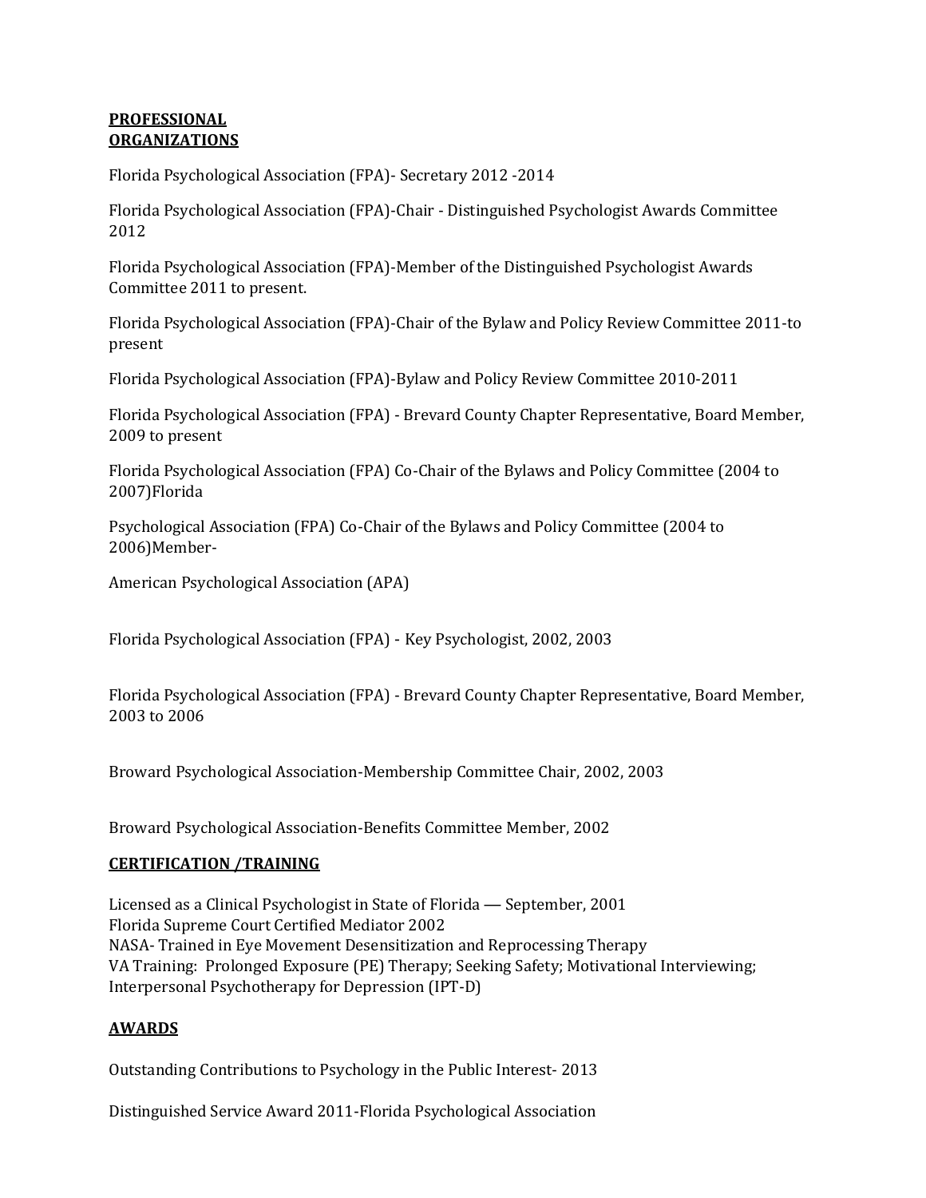## PROFESSIONAL ORGANIZATIONS

Florida Psychological Association (FPA)- Secretary 2012 -2014

Florida Psychological Association (FPA)-Chair - Distinguished Psychologist Awards Committee 2012

Florida Psychological Association (FPA)-Member of the Distinguished Psychologist Awards Committee 2011 to present.

Florida Psychological Association (FPA)-Chair of the Bylaw and Policy Review Committee 2011-to present

Florida Psychological Association (FPA)-Bylaw and Policy Review Committee 2010-2011

Florida Psychological Association (FPA) - Brevard County Chapter Representative, Board Member, 2009 to present

Florida Psychological Association (FPA) Co-Chair of the Bylaws and Policy Committee (2004 to 2007)Florida

Psychological Association (FPA) Co-Chair of the Bylaws and Policy Committee (2004 to 2006)Member-

American Psychological Association (APA)

Florida Psychological Association (FPA) - Key Psychologist, 2002, 2003

Florida Psychological Association (FPA) - Brevard County Chapter Representative, Board Member, 2003 to 2006

Broward Psychological Association-Membership Committee Chair, 2002, 2003

Broward Psychological Association-Benefits Committee Member, 2002

## CERTIFICATION /TRAINING

Licensed as a Clinical Psychologist in State of Florida — September, 2001
Florida Supreme Court Certified Mediator 2002
NASA- Trained in Eye Movement Desensitization and Reprocessing Therapy
VA Training: Prolonged Exposure (PE) Therapy; Seeking Safety; Motivational Interviewing; Interpersonal Psychotherapy for Depression (IPT-D)

## AWARDS

Outstanding Contributions to Psychology in the Public Interest- 2013

Distinguished Service Award 2011-Florida Psychological Association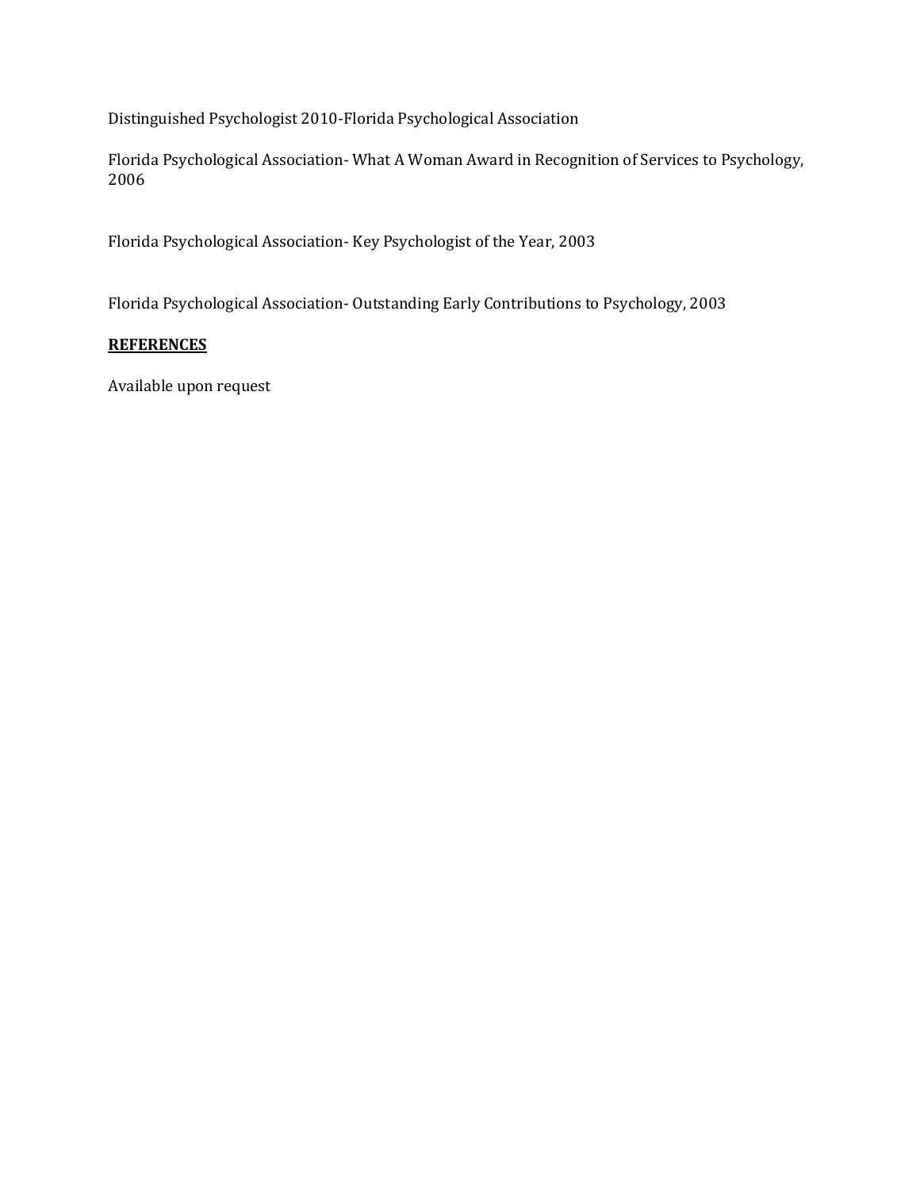Distinguished Psychologist 2010-Florida Psychological Association

Florida Psychological Association- What A Woman Award in Recognition of Services to Psychology, 2006

Florida Psychological Association- Key Psychologist of the Year, 2003

Florida Psychological Association- Outstanding Early Contributions to Psychology, 2003

## REFERENCES

Available upon request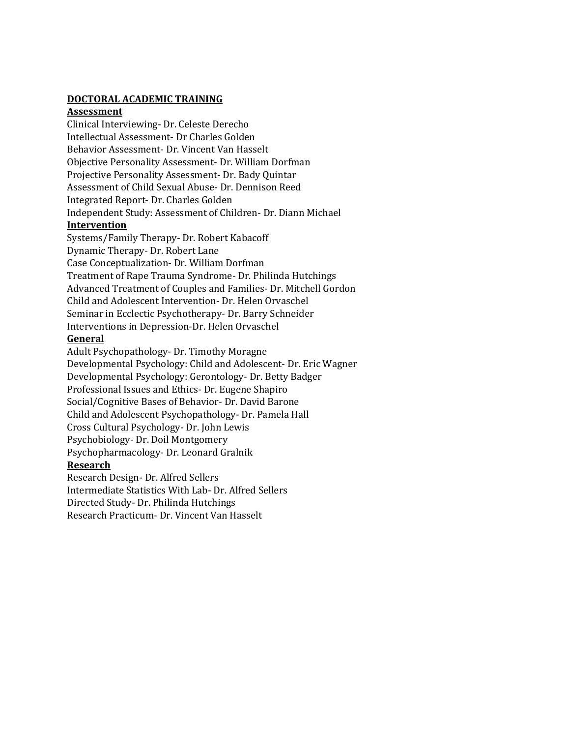**DOCTORAL ACADEMIC TRAINING**

**Assessment**

Clinical Interviewing- Dr. Celeste Derecho
Intellectual Assessment- Dr Charles Golden
Behavior Assessment- Dr. Vincent Van Hasselt
Objective Personality Assessment- Dr. William Dorfman
Projective Personality Assessment- Dr. Bady Quintar
Assessment of Child Sexual Abuse- Dr. Dennison Reed
Integrated Report- Dr. Charles Golden
Independent Study: Assessment of Children- Dr. Diann Michael

**Intervention**

Systems/Family Therapy- Dr. Robert Kabacoff
Dynamic Therapy- Dr. Robert Lane
Case Conceptualization- Dr. William Dorfman
Treatment of Rape Trauma Syndrome- Dr. Philinda Hutchings
Advanced Treatment of Couples and Families- Dr. Mitchell Gordon
Child and Adolescent Intervention- Dr. Helen Orvaschel
Seminar in Ecclectic Psychotherapy- Dr. Barry Schneider
Interventions in Depression-Dr. Helen Orvaschel

**General**

Adult Psychopathology- Dr. Timothy Moragne
Developmental Psychology: Child and Adolescent- Dr. Eric Wagner
Developmental Psychology: Gerontology- Dr. Betty Badger
Professional Issues and Ethics- Dr. Eugene Shapiro
Social/Cognitive Bases of Behavior- Dr. David Barone
Child and Adolescent Psychopathology- Dr. Pamela Hall
Cross Cultural Psychology- Dr. John Lewis
Psychobiology- Dr. Doil Montgomery
Psychopharmacology- Dr. Leonard Gralnik

**Research**

Research Design- Dr. Alfred Sellers
Intermediate Statistics With Lab- Dr. Alfred Sellers
Directed Study- Dr. Philinda Hutchings
Research Practicum- Dr. Vincent Van Hasselt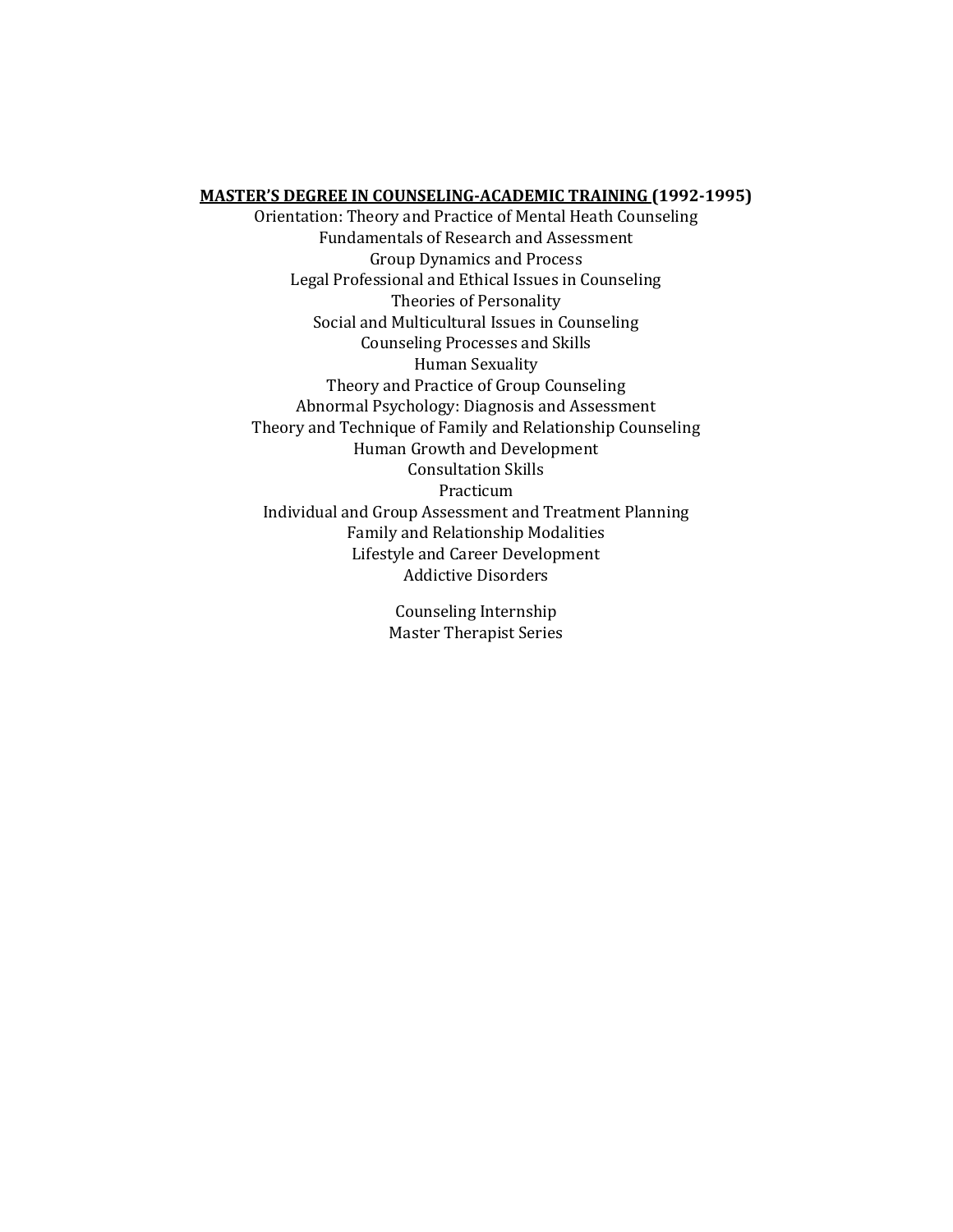## **MASTER'S DEGREE IN COUNSELING-ACADEMIC TRAINING (1992-1995)**

Orientation: Theory and Practice of Mental Heath Counseling
Fundamentals of Research and Assessment
Group Dynamics and Process
Legal Professional and Ethical Issues in Counseling
Theories of Personality
Social and Multicultural Issues in Counseling
Counseling Processes and Skills
Human Sexuality
Theory and Practice of Group Counseling
Abnormal Psychology: Diagnosis and Assessment
Theory and Technique of Family and Relationship Counseling
Human Growth and Development
Consultation Skills
Practicum
Individual and Group Assessment and Treatment Planning
Family and Relationship Modalities
Lifestyle and Career Development
Addictive Disorders

Counseling Internship
Master Therapist Series